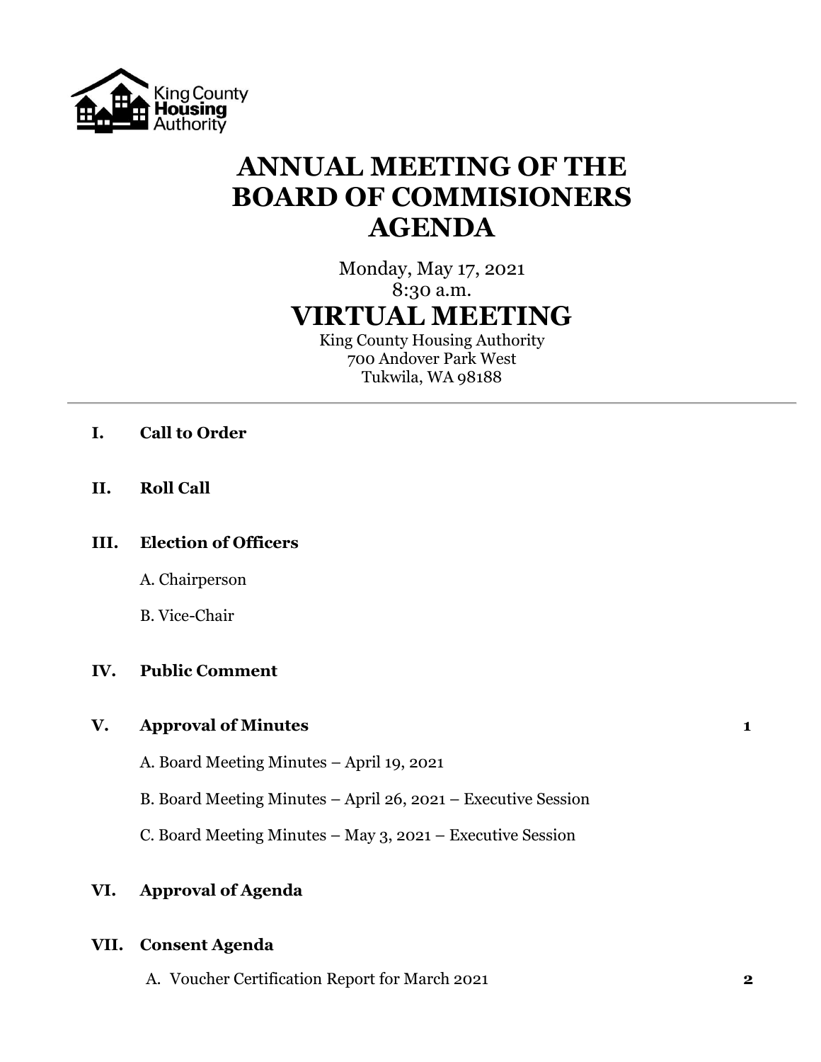King County Housing Authority

# ANNUAL MEETING OF THE BOARD OF COMMISIONERS AGENDA

Monday, May 17, 2021
8:30 a.m.

## VIRTUAL MEETING

King County Housing Authority
700 Andover Park West
Tukwila, WA 98188

---

**I. Call to Order**

**II. Roll Call**

**III. Election of Officers**

A. Chairperson

B. Vice-Chair

**IV. Public Comment**

**V. Approval of Minutes** **1**

A. Board Meeting Minutes – April 19, 2021

B. Board Meeting Minutes – April 26, 2021 – Executive Session

C. Board Meeting Minutes – May 3, 2021 – Executive Session

**VI. Approval of Agenda**

**VII. Consent Agenda**

A. Voucher Certification Report for March 2021 **2**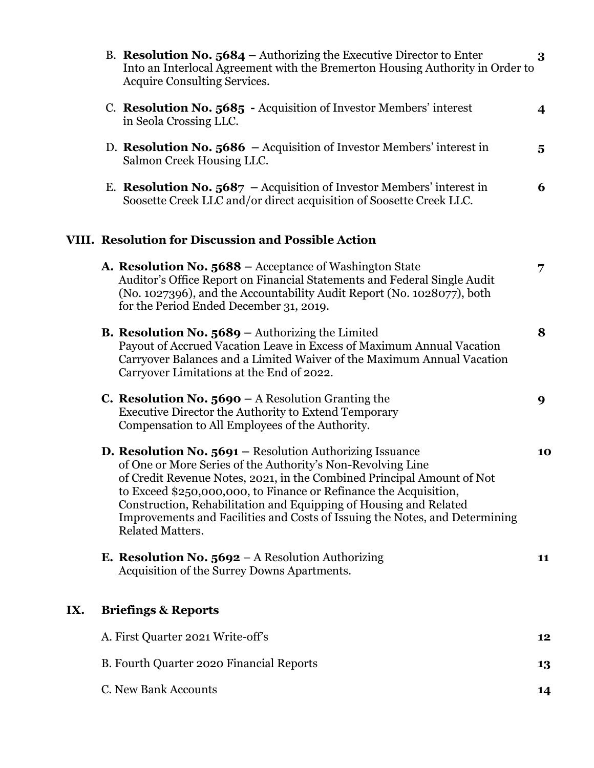B. **Resolution No. 5684 –** Authorizing the Executive Director to Enter Into an Interlocal Agreement with the Bremerton Housing Authority in Order to Acquire Consulting Services. **3**

C. **Resolution No. 5685 -** Acquisition of Investor Members' interest in Seola Crossing LLC. **4**

D. **Resolution No. 5686 –** Acquisition of Investor Members' interest in Salmon Creek Housing LLC. **5**

E. **Resolution No. 5687 –** Acquisition of Investor Members' interest in Soosette Creek LLC and/or direct acquisition of Soosette Creek LLC. **6**

## VIII. Resolution for Discussion and Possible Action

**A. Resolution No. 5688 –** Acceptance of Washington State Auditor's Office Report on Financial Statements and Federal Single Audit (No. 1027396), and the Accountability Audit Report (No. 1028077), both for the Period Ended December 31, 2019. **7**

**B. Resolution No. 5689 –** Authorizing the Limited Payout of Accrued Vacation Leave in Excess of Maximum Annual Vacation Carryover Balances and a Limited Waiver of the Maximum Annual Vacation Carryover Limitations at the End of 2022. **8**

**C. Resolution No. 5690 –** A Resolution Granting the Executive Director the Authority to Extend Temporary Compensation to All Employees of the Authority. **9**

**D. Resolution No. 5691 –** Resolution Authorizing Issuance of One or More Series of the Authority's Non-Revolving Line of Credit Revenue Notes, 2021, in the Combined Principal Amount of Not to Exceed $250,000,000, to Finance or Refinance the Acquisition, Construction, Rehabilitation and Equipping of Housing and Related Improvements and Facilities and Costs of Issuing the Notes, and Determining Related Matters. **10**

**E. Resolution No. 5692** – A Resolution Authorizing Acquisition of the Surrey Downs Apartments. **11**

## IX. Briefings & Reports

A. First Quarter 2021 Write-off's **12**

B. Fourth Quarter 2020 Financial Reports **13**

C. New Bank Accounts **14**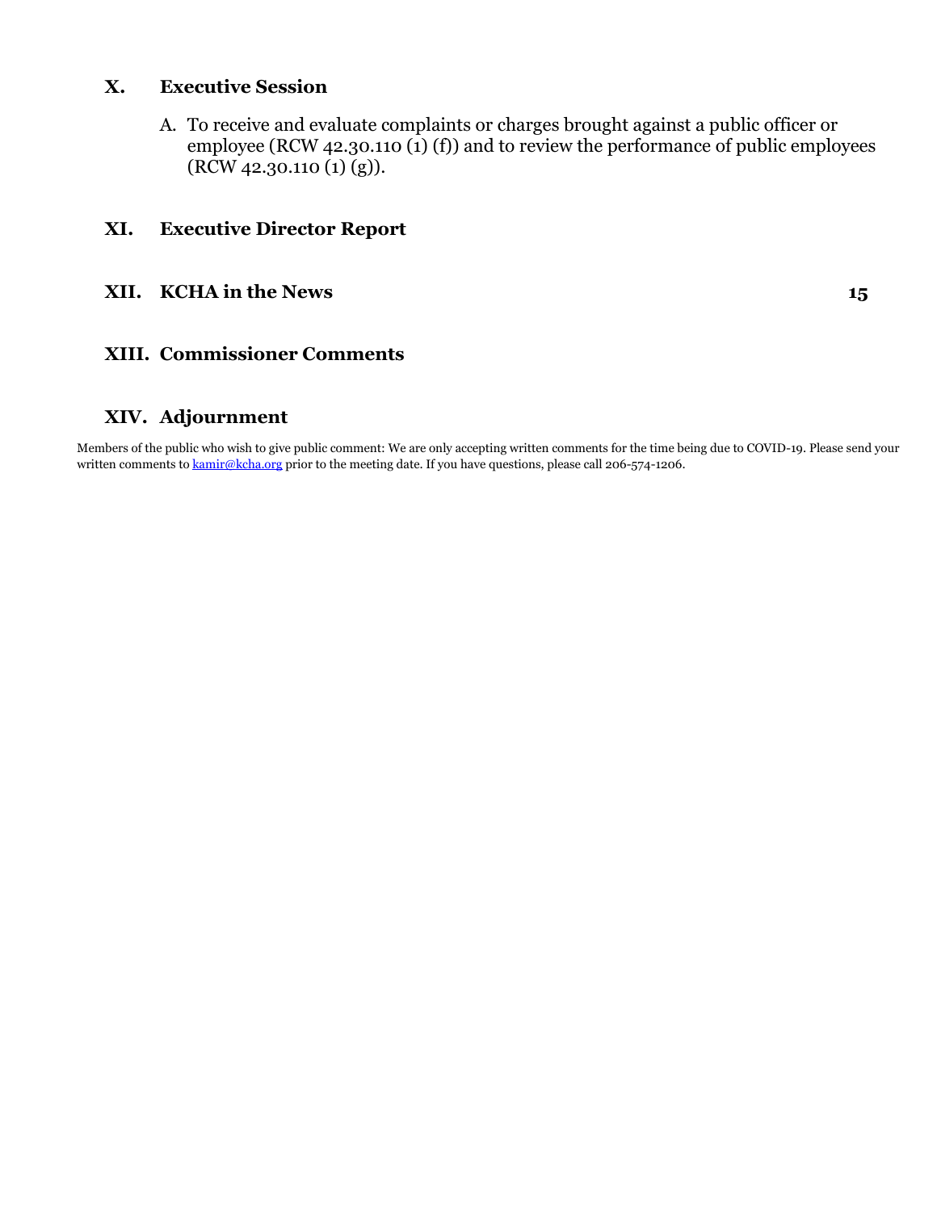## X. Executive Session

A. To receive and evaluate complaints or charges brought against a public officer or employee (RCW 42.30.110 (1) (f)) and to review the performance of public employees (RCW 42.30.110 (1) (g)).

## XI. Executive Director Report

## XII. KCHA in the News **15**

## XIII. Commissioner Comments

## XIV. Adjournment

Members of the public who wish to give public comment: We are only accepting written comments for the time being due to COVID-19. Please send your written comments to kamir@kcha.org prior to the meeting date. If you have questions, please call 206-574-1206.